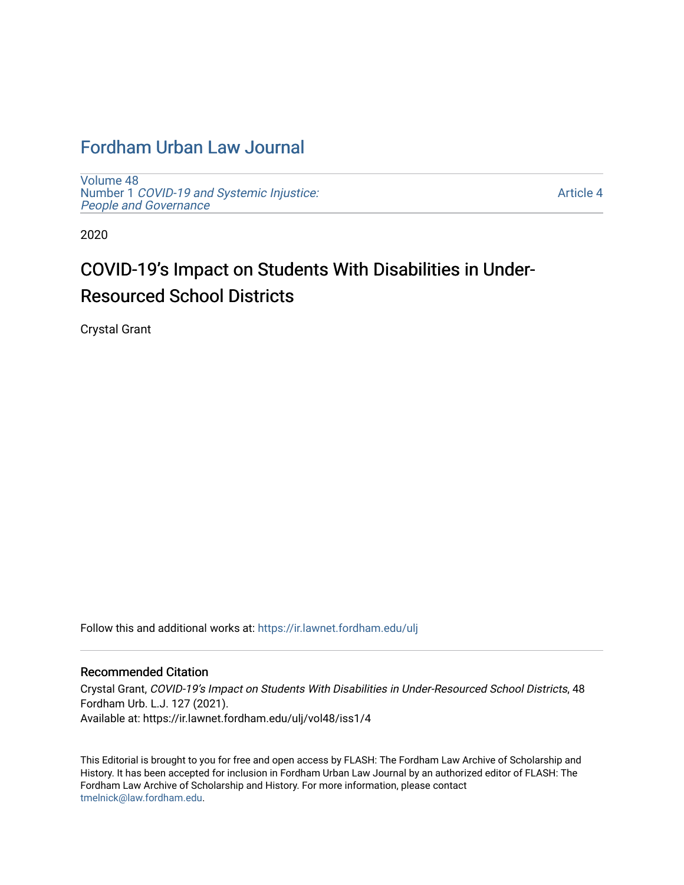# Fordham Urban Law Journal

Volume 48
Number 1 *COVID-19 and Systemic Injustice: People and Governance*

Article 4

2020

## COVID-19's Impact on Students With Disabilities in Under-Resourced School Districts

Crystal Grant

Follow this and additional works at: https://ir.lawnet.fordham.edu/ulj

### Recommended Citation

Crystal Grant, *COVID-19's Impact on Students With Disabilities in Under-Resourced School Districts*, 48 Fordham Urb. L.J. 127 (2021).
Available at: https://ir.lawnet.fordham.edu/ulj/vol48/iss1/4

This Editorial is brought to you for free and open access by FLASH: The Fordham Law Archive of Scholarship and History. It has been accepted for inclusion in Fordham Urban Law Journal by an authorized editor of FLASH: The Fordham Law Archive of Scholarship and History. For more information, please contact tmelnick@law.fordham.edu.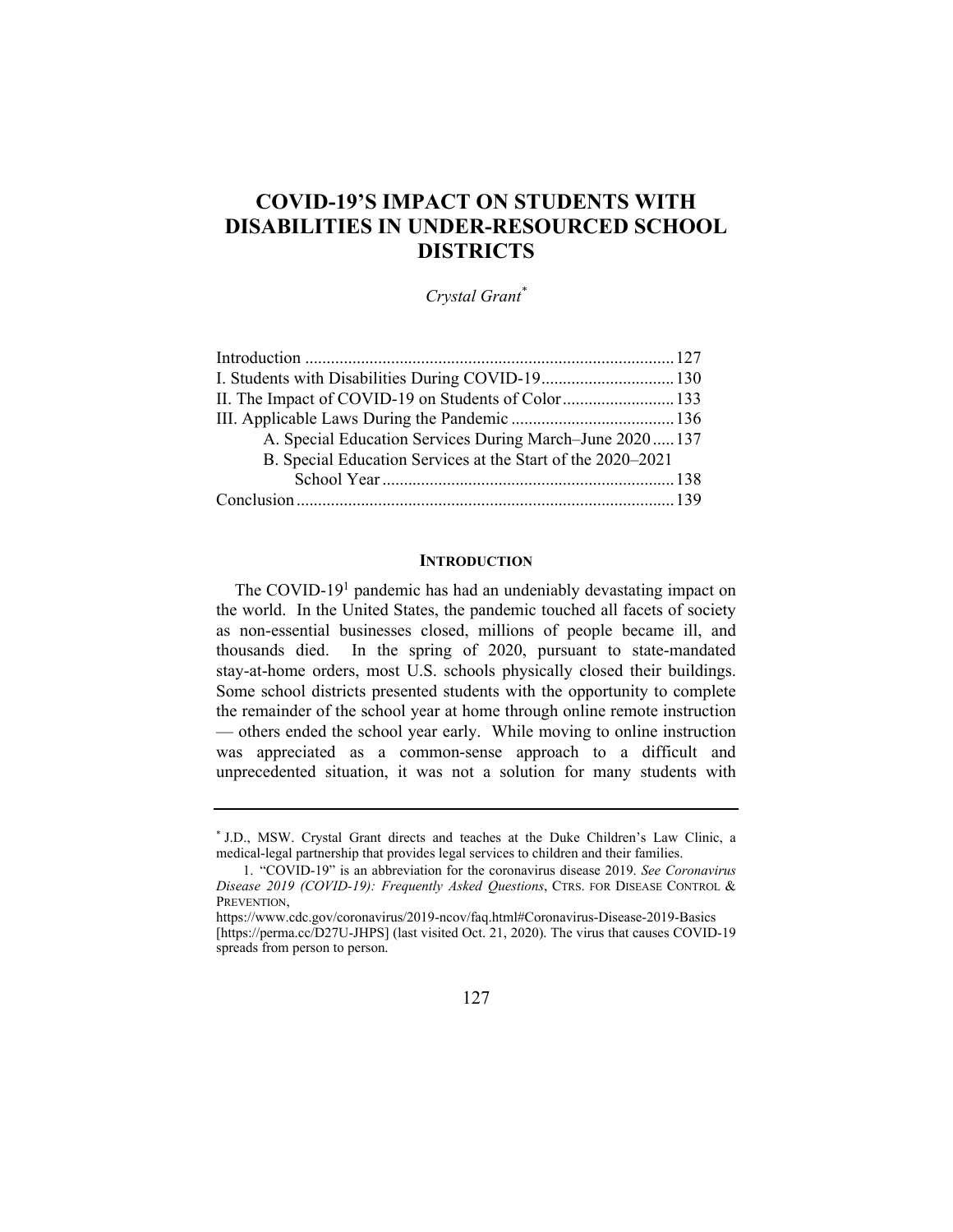# COVID-19'S IMPACT ON STUDENTS WITH DISABILITIES IN UNDER-RESOURCED SCHOOL DISTRICTS

*Crystal Grant*[*]

Introduction ..................................................................................... 127
I. Students with Disabilities During COVID-19 ............................... 130
II. The Impact of COVID-19 on Students of Color .......................... 133
III. Applicable Laws During the Pandemic ...................................... 136
A. Special Education Services During March–June 2020 ..... 137
B. Special Education Services at the Start of the 2020–2021 School Year .................................................................... 138
Conclusion ........................................................................................ 139

## INTRODUCTION

The COVID-19[1] pandemic has had an undeniably devastating impact on the world. In the United States, the pandemic touched all facets of society as non-essential businesses closed, millions of people became ill, and thousands died. In the spring of 2020, pursuant to state-mandated stay-at-home orders, most U.S. schools physically closed their buildings. Some school districts presented students with the opportunity to complete the remainder of the school year at home through online remote instruction — others ended the school year early. While moving to online instruction was appreciated as a common-sense approach to a difficult and unprecedented situation, it was not a solution for many students with

---

[*] J.D., MSW. Crystal Grant directs and teaches at the Duke Children's Law Clinic, a medical-legal partnership that provides legal services to children and their families.

1. "COVID-19" is an abbreviation for the coronavirus disease 2019. *See Coronavirus Disease 2019 (COVID-19): Frequently Asked Questions*, CTRS. FOR DISEASE CONTROL & PREVENTION, https://www.cdc.gov/coronavirus/2019-ncov/faq.html#Coronavirus-Disease-2019-Basics [https://perma.cc/D27U-JHPS] (last visited Oct. 21, 2020). The virus that causes COVID-19 spreads from person to person.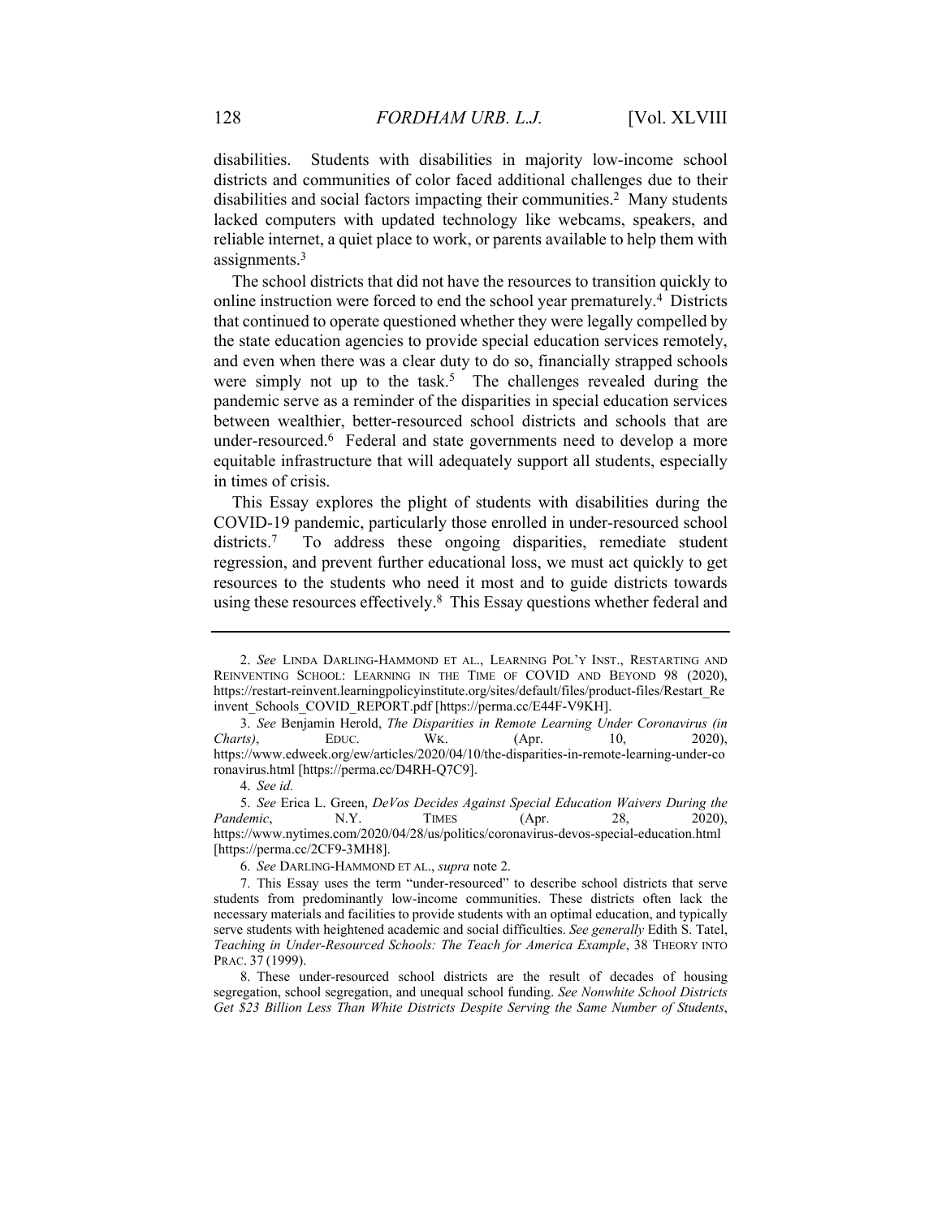disabilities. Students with disabilities in majority low-income school districts and communities of color faced additional challenges due to their disabilities and social factors impacting their communities.[2] Many students lacked computers with updated technology like webcams, speakers, and reliable internet, a quiet place to work, or parents available to help them with assignments.[3]

The school districts that did not have the resources to transition quickly to online instruction were forced to end the school year prematurely.[4] Districts that continued to operate questioned whether they were legally compelled by the state education agencies to provide special education services remotely, and even when there was a clear duty to do so, financially strapped schools were simply not up to the task.[5] The challenges revealed during the pandemic serve as a reminder of the disparities in special education services between wealthier, better-resourced school districts and schools that are under-resourced.[6] Federal and state governments need to develop a more equitable infrastructure that will adequately support all students, especially in times of crisis.

This Essay explores the plight of students with disabilities during the COVID-19 pandemic, particularly those enrolled in under-resourced school districts.[7] To address these ongoing disparities, remediate student regression, and prevent further educational loss, we must act quickly to get resources to the students who need it most and to guide districts towards using these resources effectively.[8] This Essay questions whether federal and

---

2. *See* LINDA DARLING-HAMMOND ET AL., LEARNING POL'Y INST., RESTARTING AND REINVENTING SCHOOL: LEARNING IN THE TIME OF COVID AND BEYOND 98 (2020), https://restart-reinvent.learningpolicyinstitute.org/sites/default/files/product-files/Restart_Reinvent_Schools_COVID_REPORT.pdf [https://perma.cc/E44F-V9KH].

3. *See* Benjamin Herold, *The Disparities in Remote Learning Under Coronavirus (in Charts)*, EDUC. WK. (Apr. 10, 2020), https://www.edweek.org/ew/articles/2020/04/10/the-disparities-in-remote-learning-under-coronavirus.html [https://perma.cc/D4RH-Q7C9].

4. *See id.*

5. *See* Erica L. Green, *DeVos Decides Against Special Education Waivers During the Pandemic*, N.Y. TIMES (Apr. 28, 2020), https://www.nytimes.com/2020/04/28/us/politics/coronavirus-devos-special-education.html [https://perma.cc/2CF9-3MH8].

6. *See* DARLING-HAMMOND ET AL., *supra* note 2.

7. This Essay uses the term "under-resourced" to describe school districts that serve students from predominantly low-income communities. These districts often lack the necessary materials and facilities to provide students with an optimal education, and typically serve students with heightened academic and social difficulties. *See generally* Edith S. Tatel, *Teaching in Under-Resourced Schools: The Teach for America Example*, 38 THEORY INTO PRAC. 37 (1999).

8. These under-resourced school districts are the result of decades of housing segregation, school segregation, and unequal school funding. *See Nonwhite School Districts Get $23 Billion Less Than White Districts Despite Serving the Same Number of Students*,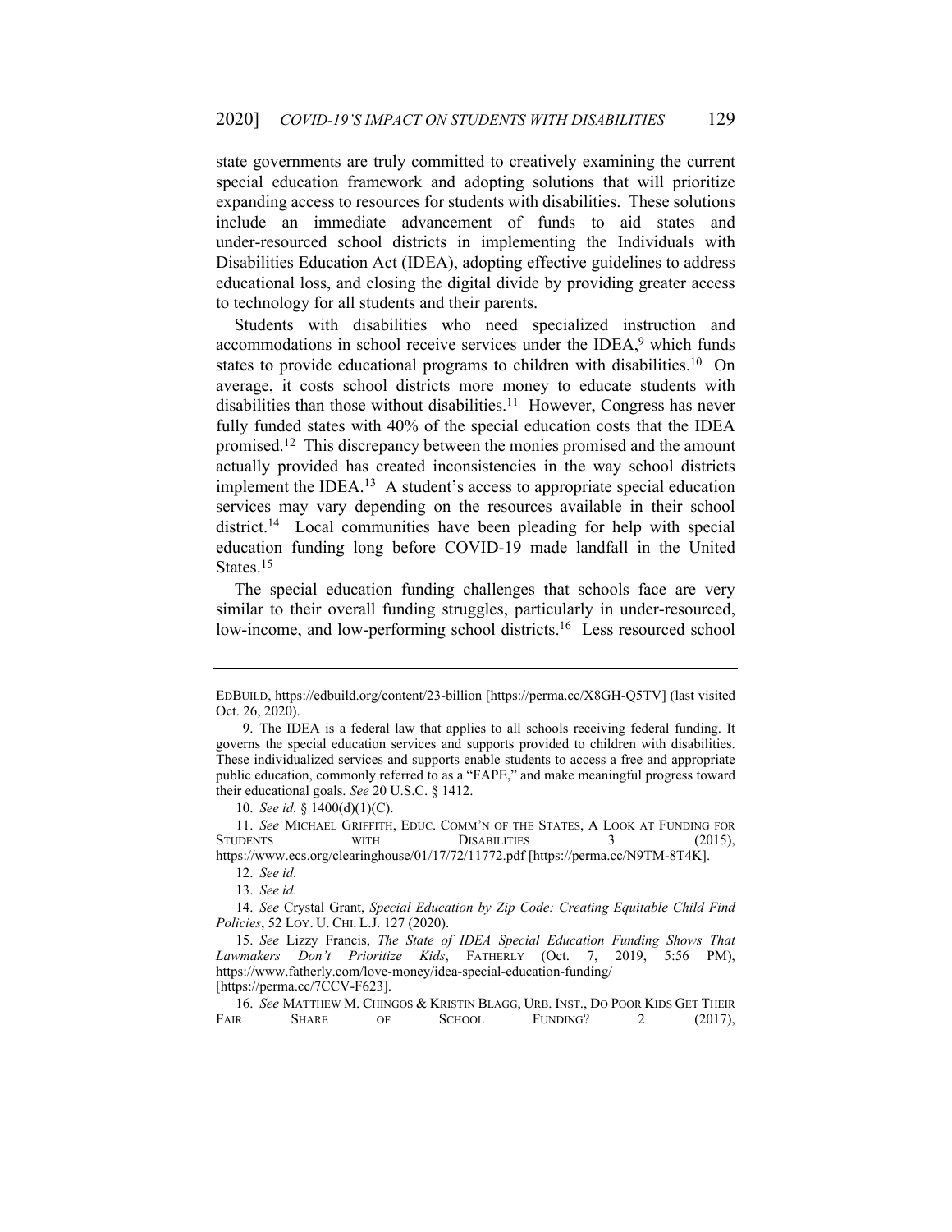state governments are truly committed to creatively examining the current special education framework and adopting solutions that will prioritize expanding access to resources for students with disabilities. These solutions include an immediate advancement of funds to aid states and under-resourced school districts in implementing the Individuals with Disabilities Education Act (IDEA), adopting effective guidelines to address educational loss, and closing the digital divide by providing greater access to technology for all students and their parents.

Students with disabilities who need specialized instruction and accommodations in school receive services under the IDEA,[9] which funds states to provide educational programs to children with disabilities.[10] On average, it costs school districts more money to educate students with disabilities than those without disabilities.[11] However, Congress has never fully funded states with 40% of the special education costs that the IDEA promised.[12] This discrepancy between the monies promised and the amount actually provided has created inconsistencies in the way school districts implement the IDEA.[13] A student's access to appropriate special education services may vary depending on the resources available in their school district.[14] Local communities have been pleading for help with special education funding long before COVID-19 made landfall in the United States.[15]

The special education funding challenges that schools face are very similar to their overall funding struggles, particularly in under-resourced, low-income, and low-performing school districts.[16] Less resourced school

---

EDBUILD, https://edbuild.org/content/23-billion [https://perma.cc/X8GH-Q5TV] (last visited Oct. 26, 2020).

9. The IDEA is a federal law that applies to all schools receiving federal funding. It governs the special education services and supports provided to children with disabilities. These individualized services and supports enable students to access a free and appropriate public education, commonly referred to as a "FAPE," and make meaningful progress toward their educational goals. *See* 20 U.S.C. § 1412.

10. *See id.* § 1400(d)(1)(C).

11. *See* MICHAEL GRIFFITH, EDUC. COMM'N OF THE STATES, A LOOK AT FUNDING FOR STUDENTS WITH DISABILITIES 3 (2015), https://www.ecs.org/clearinghouse/01/17/72/11772.pdf [https://perma.cc/N9TM-8T4K].

12. *See id.*

13. *See id.*

14. *See* Crystal Grant, *Special Education by Zip Code: Creating Equitable Child Find Policies*, 52 LOY. U. CHI. L.J. 127 (2020).

15. *See* Lizzy Francis, *The State of IDEA Special Education Funding Shows That Lawmakers Don't Prioritize Kids*, FATHERLY (Oct. 7, 2019, 5:56 PM), https://www.fatherly.com/love-money/idea-special-education-funding/ [https://perma.cc/7CCV-F623].

16. *See* MATTHEW M. CHINGOS & KRISTIN BLAGG, URB. INST., DO POOR KIDS GET THEIR FAIR SHARE OF SCHOOL FUNDING? 2 (2017),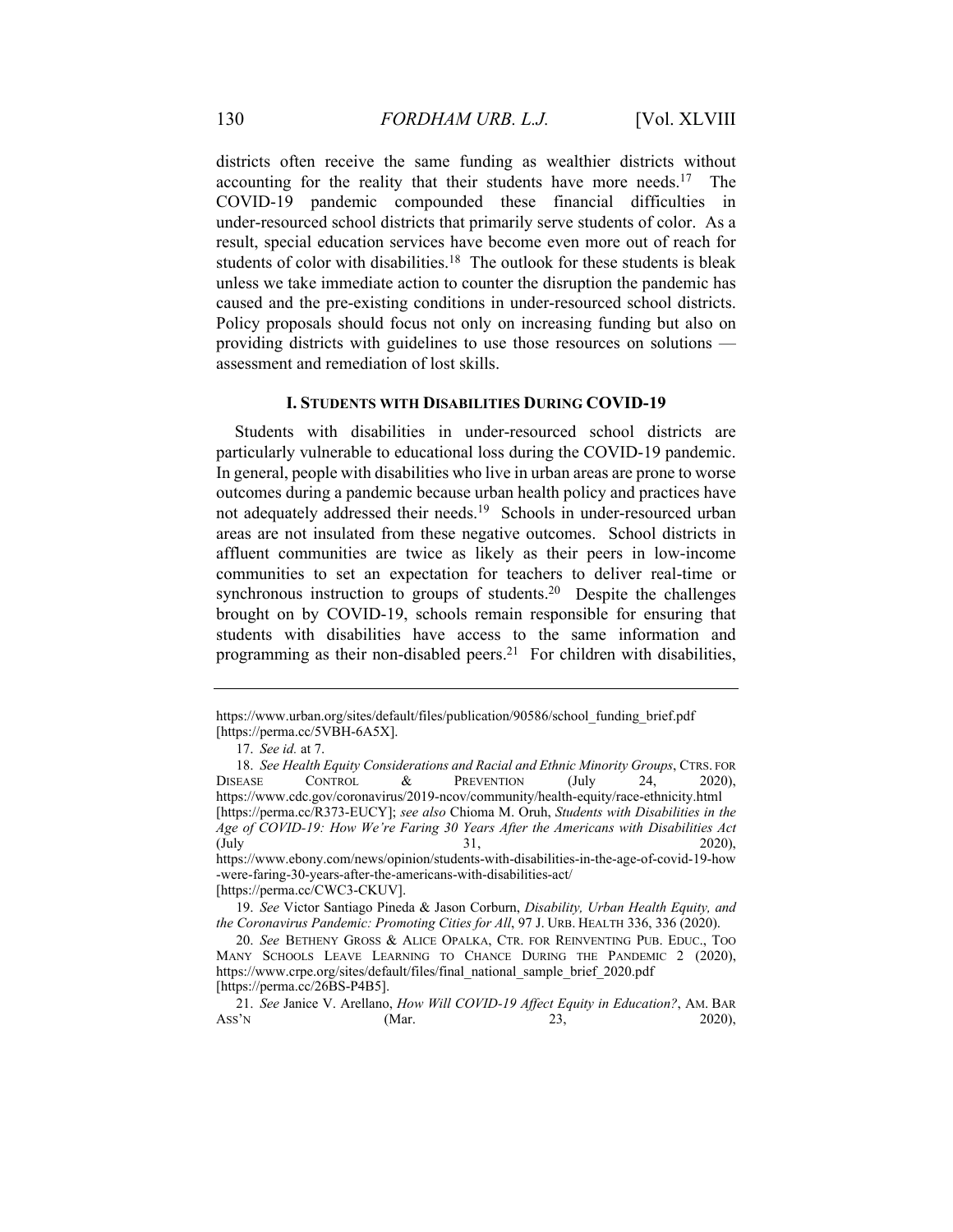districts often receive the same funding as wealthier districts without accounting for the reality that their students have more needs.[17] The COVID-19 pandemic compounded these financial difficulties in under-resourced school districts that primarily serve students of color. As a result, special education services have become even more out of reach for students of color with disabilities.[18] The outlook for these students is bleak unless we take immediate action to counter the disruption the pandemic has caused and the pre-existing conditions in under-resourced school districts. Policy proposals should focus not only on increasing funding but also on providing districts with guidelines to use those resources on solutions — assessment and remediation of lost skills.

## I. STUDENTS WITH DISABILITIES DURING COVID-19

Students with disabilities in under-resourced school districts are particularly vulnerable to educational loss during the COVID-19 pandemic. In general, people with disabilities who live in urban areas are prone to worse outcomes during a pandemic because urban health policy and practices have not adequately addressed their needs.[19] Schools in under-resourced urban areas are not insulated from these negative outcomes. School districts in affluent communities are twice as likely as their peers in low-income communities to set an expectation for teachers to deliver real-time or synchronous instruction to groups of students.[20] Despite the challenges brought on by COVID-19, schools remain responsible for ensuring that students with disabilities have access to the same information and programming as their non-disabled peers.[21] For children with disabilities,

---

https://www.urban.org/sites/default/files/publication/90586/school_funding_brief.pdf [https://perma.cc/5VBH-6A5X].

17. *See id.* at 7.

18. *See Health Equity Considerations and Racial and Ethnic Minority Groups*, CTRS. FOR DISEASE CONTROL & PREVENTION (July 24, 2020), https://www.cdc.gov/coronavirus/2019-ncov/community/health-equity/race-ethnicity.html [https://perma.cc/R373-EUCY]; *see also* Chioma M. Oruh, *Students with Disabilities in the Age of COVID-19: How We're Faring 30 Years After the Americans with Disabilities Act* (July 31, 2020), https://www.ebony.com/news/opinion/students-with-disabilities-in-the-age-of-covid-19-how-were-faring-30-years-after-the-americans-with-disabilities-act/ [https://perma.cc/CWC3-CKUV].

19. *See* Victor Santiago Pineda & Jason Corburn, *Disability, Urban Health Equity, and the Coronavirus Pandemic: Promoting Cities for All*, 97 J. URB. HEALTH 336, 336 (2020).

20. *See* BETHENY GROSS & ALICE OPALKA, CTR. FOR REINVENTING PUB. EDUC., TOO MANY SCHOOLS LEAVE LEARNING TO CHANCE DURING THE PANDEMIC 2 (2020), https://www.crpe.org/sites/default/files/final_national_sample_brief_2020.pdf [https://perma.cc/26BS-P4B5].

21. *See* Janice V. Arellano, *How Will COVID-19 Affect Equity in Education?*, AM. BAR ASS'N (Mar. 23, 2020),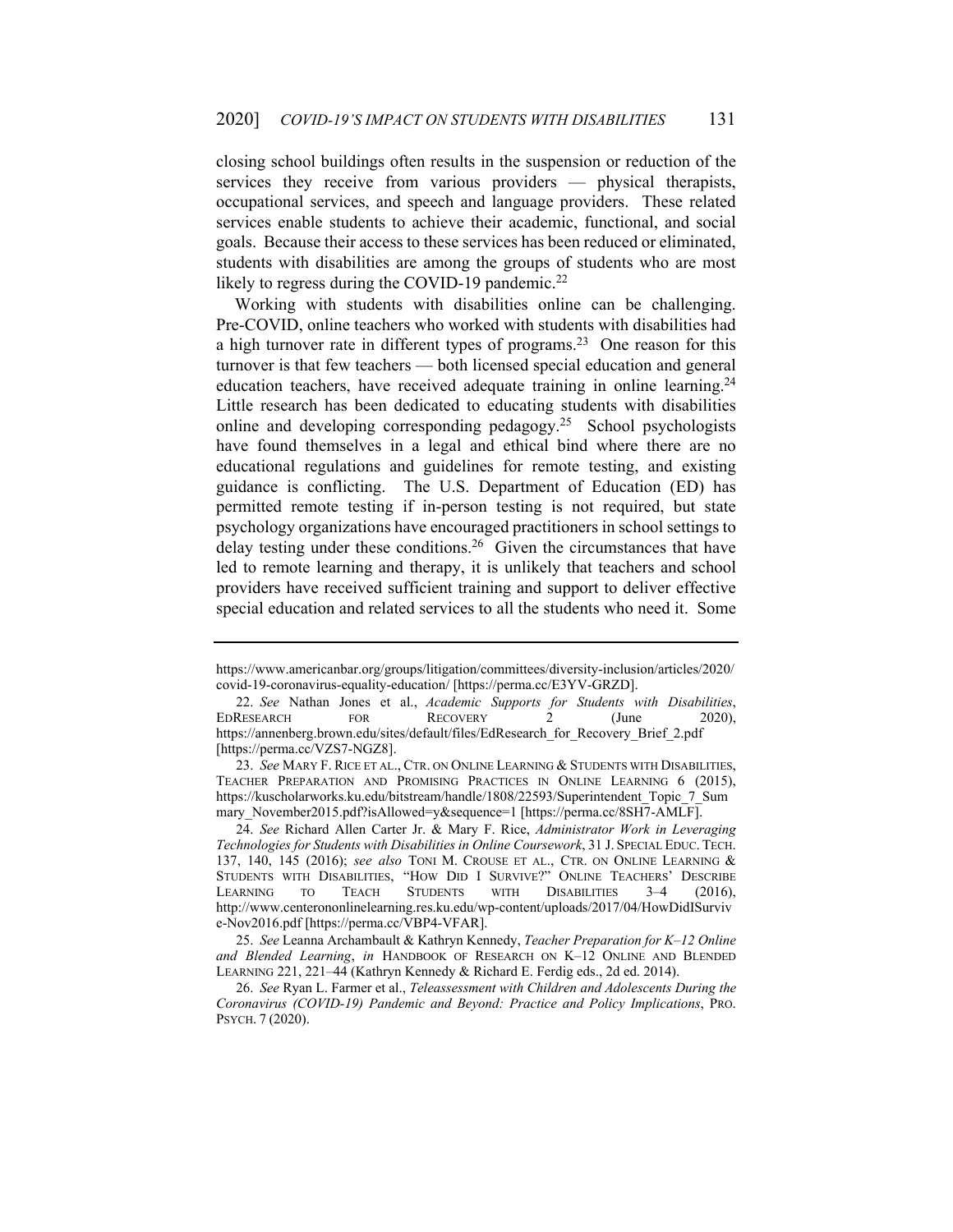closing school buildings often results in the suspension or reduction of the services they receive from various providers — physical therapists, occupational services, and speech and language providers. These related services enable students to achieve their academic, functional, and social goals. Because their access to these services has been reduced or eliminated, students with disabilities are among the groups of students who are most likely to regress during the COVID-19 pandemic.[22]

Working with students with disabilities online can be challenging. Pre-COVID, online teachers who worked with students with disabilities had a high turnover rate in different types of programs.[23] One reason for this turnover is that few teachers — both licensed special education and general education teachers, have received adequate training in online learning.[24] Little research has been dedicated to educating students with disabilities online and developing corresponding pedagogy.[25] School psychologists have found themselves in a legal and ethical bind where there are no educational regulations and guidelines for remote testing, and existing guidance is conflicting. The U.S. Department of Education (ED) has permitted remote testing if in-person testing is not required, but state psychology organizations have encouraged practitioners in school settings to delay testing under these conditions.[26] Given the circumstances that have led to remote learning and therapy, it is unlikely that teachers and school providers have received sufficient training and support to deliver effective special education and related services to all the students who need it. Some

---

https://www.americanbar.org/groups/litigation/committees/diversity-inclusion/articles/2020/covid-19-coronavirus-equality-education/ [https://perma.cc/E3YV-GRZD].

22. *See* Nathan Jones et al., *Academic Supports for Students with Disabilities*, EDRESEARCH FOR RECOVERY 2 (June 2020), https://annenberg.brown.edu/sites/default/files/EdResearch_for_Recovery_Brief_2.pdf [https://perma.cc/VZS7-NGZ8].

23. *See* MARY F. RICE ET AL., CTR. ON ONLINE LEARNING & STUDENTS WITH DISABILITIES, TEACHER PREPARATION AND PROMISING PRACTICES IN ONLINE LEARNING 6 (2015), https://kuscholarworks.ku.edu/bitstream/handle/1808/22593/Superintendent_Topic_7_Summary_November2015.pdf?isAllowed=y&sequence=1 [https://perma.cc/8SH7-AMLF].

24. *See* Richard Allen Carter Jr. & Mary F. Rice, *Administrator Work in Leveraging Technologies for Students with Disabilities in Online Coursework*, 31 J. SPECIAL EDUC. TECH. 137, 140, 145 (2016); *see also* TONI M. CROUSE ET AL., CTR. ON ONLINE LEARNING & STUDENTS WITH DISABILITIES, "HOW DID I SURVIVE?" ONLINE TEACHERS' DESCRIBE LEARNING TO TEACH STUDENTS WITH DISABILITIES 3–4 (2016), http://www.centerononlinelearning.res.ku.edu/wp-content/uploads/2017/04/HowDidISurvive-Nov2016.pdf [https://perma.cc/VBP4-VFAR].

25. *See* Leanna Archambault & Kathryn Kennedy, *Teacher Preparation for K–12 Online and Blended Learning*, *in* HANDBOOK OF RESEARCH ON K–12 ONLINE AND BLENDED LEARNING 221, 221–44 (Kathryn Kennedy & Richard E. Ferdig eds., 2d ed. 2014).

26. *See* Ryan L. Farmer et al., *Teleassessment with Children and Adolescents During the Coronavirus (COVID-19) Pandemic and Beyond: Practice and Policy Implications*, PRO. PSYCH. 7 (2020).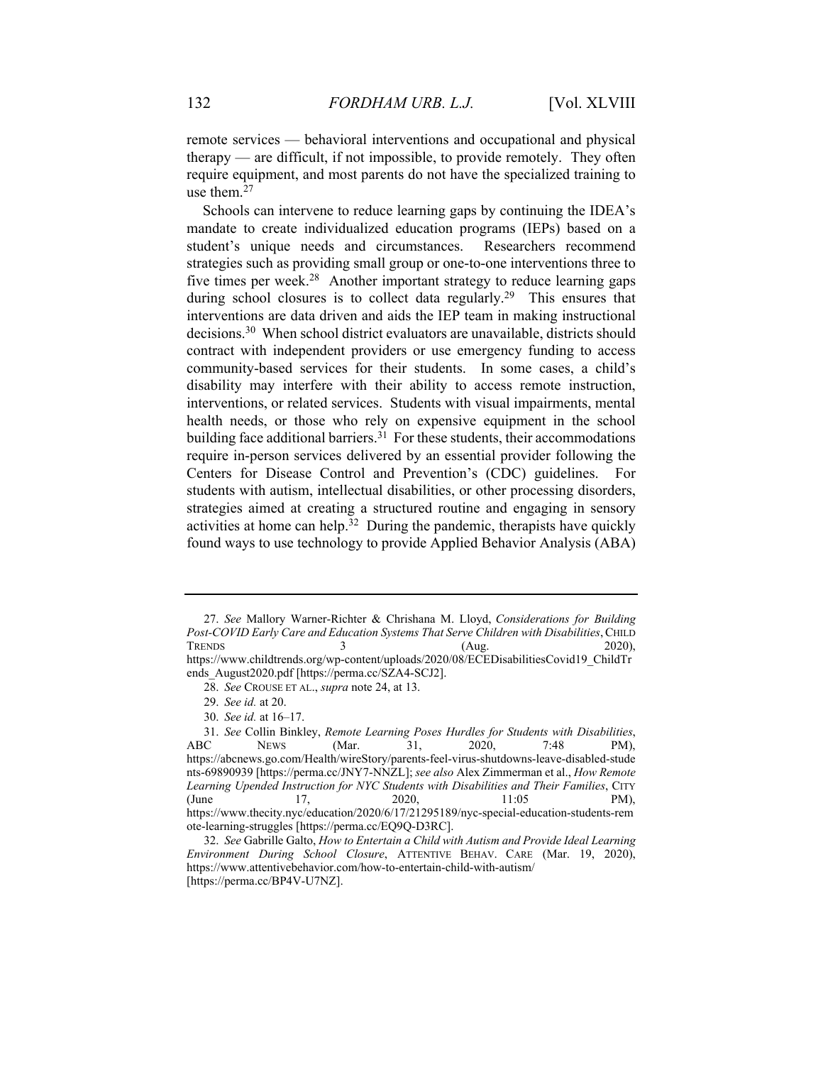remote services — behavioral interventions and occupational and physical therapy — are difficult, if not impossible, to provide remotely. They often require equipment, and most parents do not have the specialized training to use them.[27]

Schools can intervene to reduce learning gaps by continuing the IDEA's mandate to create individualized education programs (IEPs) based on a student's unique needs and circumstances. Researchers recommend strategies such as providing small group or one-to-one interventions three to five times per week.[28] Another important strategy to reduce learning gaps during school closures is to collect data regularly.[29] This ensures that interventions are data driven and aids the IEP team in making instructional decisions.[30] When school district evaluators are unavailable, districts should contract with independent providers or use emergency funding to access community-based services for their students. In some cases, a child's disability may interfere with their ability to access remote instruction, interventions, or related services. Students with visual impairments, mental health needs, or those who rely on expensive equipment in the school building face additional barriers.[31] For these students, their accommodations require in-person services delivered by an essential provider following the Centers for Disease Control and Prevention's (CDC) guidelines. For students with autism, intellectual disabilities, or other processing disorders, strategies aimed at creating a structured routine and engaging in sensory activities at home can help.[32] During the pandemic, therapists have quickly found ways to use technology to provide Applied Behavior Analysis (ABA)

---

27. *See* Mallory Warner-Richter & Chrishana M. Lloyd, *Considerations for Building Post-COVID Early Care and Education Systems That Serve Children with Disabilities*, CHILD TRENDS 3 (Aug. 2020), https://www.childtrends.org/wp-content/uploads/2020/08/ECEDisabilitiesCovid19_ChildTrends_August2020.pdf [https://perma.cc/SZA4-SCJ2].

28. *See* CROUSE ET AL., *supra* note 24, at 13.

29. *See id.* at 20.

30. *See id.* at 16–17.

31. *See* Collin Binkley, *Remote Learning Poses Hurdles for Students with Disabilities*, ABC NEWS (Mar. 31, 2020, 7:48 PM), https://abcnews.go.com/Health/wireStory/parents-feel-virus-shutdowns-leave-disabled-students-69890939 [https://perma.cc/JNY7-NNZL]; *see also* Alex Zimmerman et al., *How Remote Learning Upended Instruction for NYC Students with Disabilities and Their Families*, CITY (June 17, 2020, 11:05 PM), https://www.thecity.nyc/education/2020/6/17/21295189/nyc-special-education-students-remote-learning-struggles [https://perma.cc/EQ9Q-D3RC].

32. *See* Gabrille Galto, *How to Entertain a Child with Autism and Provide Ideal Learning Environment During School Closure*, ATTENTIVE BEHAV. CARE (Mar. 19, 2020), https://www.attentivebehavior.com/how-to-entertain-child-with-autism/ [https://perma.cc/BP4V-U7NZ].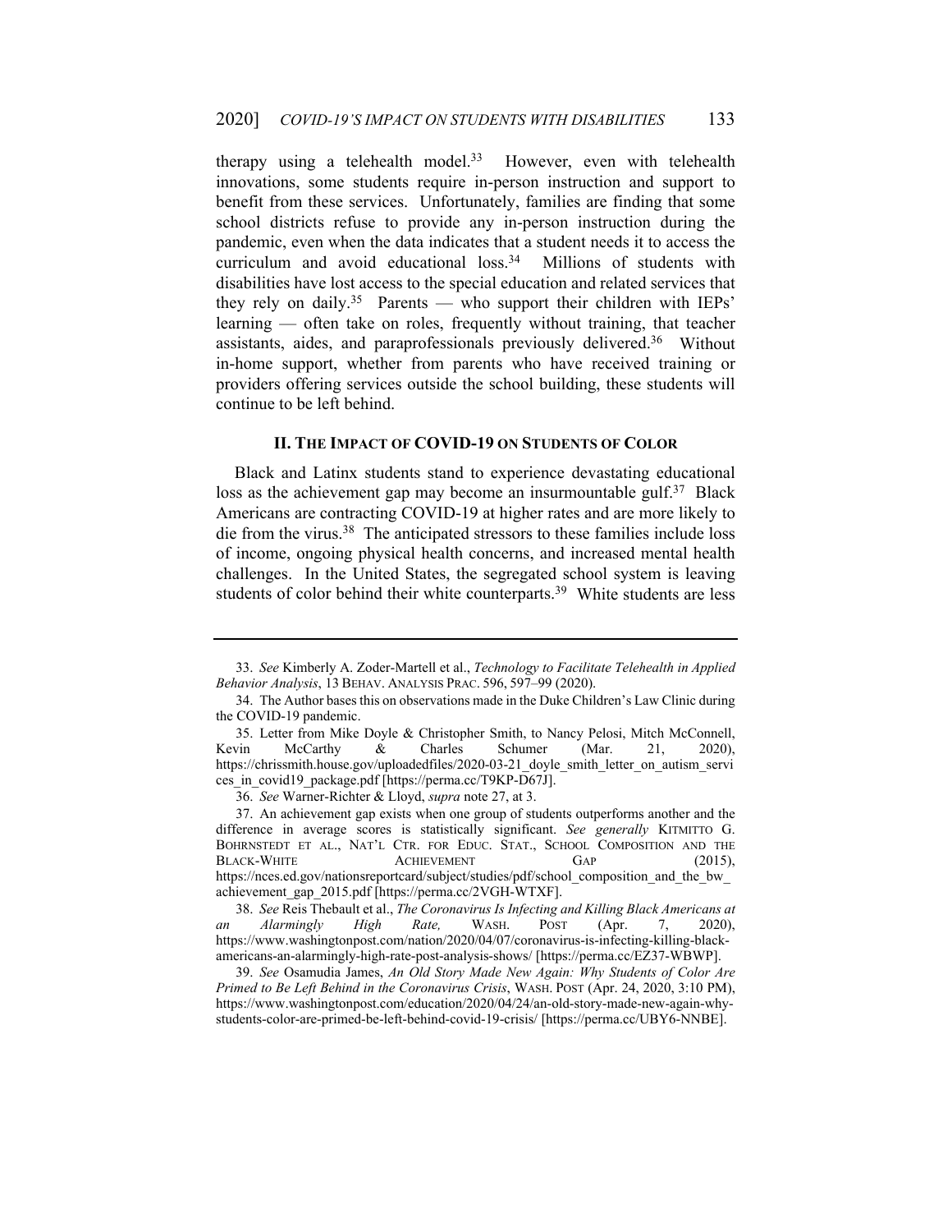therapy using a telehealth model.[33] However, even with telehealth innovations, some students require in-person instruction and support to benefit from these services. Unfortunately, families are finding that some school districts refuse to provide any in-person instruction during the pandemic, even when the data indicates that a student needs it to access the curriculum and avoid educational loss.[34] Millions of students with disabilities have lost access to the special education and related services that they rely on daily.[35] Parents — who support their children with IEPs' learning — often take on roles, frequently without training, that teacher assistants, aides, and paraprofessionals previously delivered.[36] Without in-home support, whether from parents who have received training or providers offering services outside the school building, these students will continue to be left behind.

## II. The Impact of COVID-19 on Students of Color

Black and Latinx students stand to experience devastating educational loss as the achievement gap may become an insurmountable gulf.[37] Black Americans are contracting COVID-19 at higher rates and are more likely to die from the virus.[38] The anticipated stressors to these families include loss of income, ongoing physical health concerns, and increased mental health challenges. In the United States, the segregated school system is leaving students of color behind their white counterparts.[39] White students are less

---

33. *See* Kimberly A. Zoder-Martell et al., *Technology to Facilitate Telehealth in Applied Behavior Analysis*, 13 Behav. Analysis Prac. 596, 597–99 (2020).

34. The Author bases this on observations made in the Duke Children's Law Clinic during the COVID-19 pandemic.

35. Letter from Mike Doyle & Christopher Smith, to Nancy Pelosi, Mitch McConnell, Kevin McCarthy & Charles Schumer (Mar. 21, 2020), https://chrissmith.house.gov/uploadedfiles/2020-03-21_doyle_smith_letter_on_autism_services_in_covid19_package.pdf [https://perma.cc/T9KP-D67J].

36. *See* Warner-Richter & Lloyd, *supra* note 27, at 3.

37. An achievement gap exists when one group of students outperforms another and the difference in average scores is statistically significant. *See generally* Kitmitto G. Bohrnstedt et al., Nat'l Ctr. for Educ. Stat., School Composition and the Black-White Achievement Gap (2015), https://nces.ed.gov/nationsreportcard/subject/studies/pdf/school_composition_and_the_bw_achievement_gap_2015.pdf [https://perma.cc/2VGH-WTXF].

38. *See* Reis Thebault et al., *The Coronavirus Is Infecting and Killing Black Americans at an Alarmingly High Rate,* Wash. Post (Apr. 7, 2020), https://www.washingtonpost.com/nation/2020/04/07/coronavirus-is-infecting-killing-black-americans-an-alarmingly-high-rate-post-analysis-shows/ [https://perma.cc/EZ37-WBWP].

39. *See* Osamudia James, *An Old Story Made New Again: Why Students of Color Are Primed to Be Left Behind in the Coronavirus Crisis*, Wash. Post (Apr. 24, 2020, 3:10 PM), https://www.washingtonpost.com/education/2020/04/24/an-old-story-made-new-again-why-students-color-are-primed-be-left-behind-covid-19-crisis/ [https://perma.cc/UBY6-NNBE].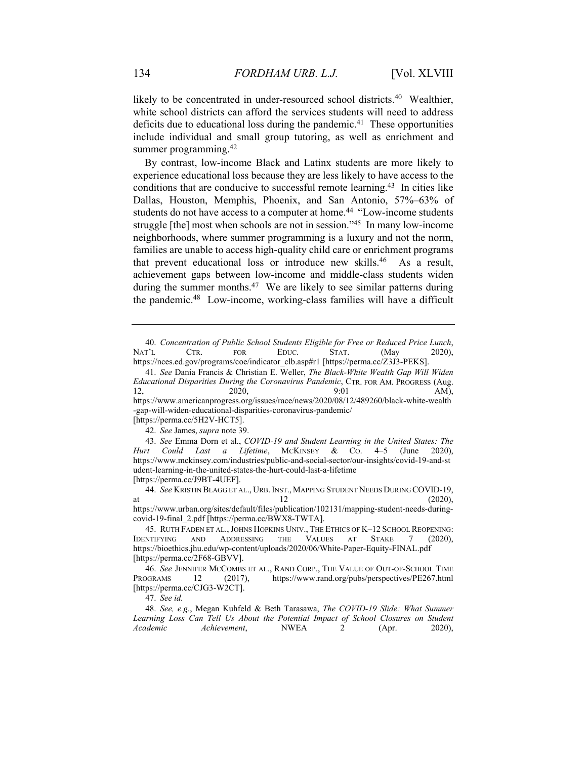likely to be concentrated in under-resourced school districts.[40] Wealthier, white school districts can afford the services students will need to address deficits due to educational loss during the pandemic.[41] These opportunities include individual and small group tutoring, as well as enrichment and summer programming.[42]

By contrast, low-income Black and Latinx students are more likely to experience educational loss because they are less likely to have access to the conditions that are conducive to successful remote learning.[43] In cities like Dallas, Houston, Memphis, Phoenix, and San Antonio, 57%–63% of students do not have access to a computer at home.[44] "Low-income students struggle [the] most when schools are not in session."[45] In many low-income neighborhoods, where summer programming is a luxury and not the norm, families are unable to access high-quality child care or enrichment programs that prevent educational loss or introduce new skills.[46] As a result, achievement gaps between low-income and middle-class students widen during the summer months.[47] We are likely to see similar patterns during the pandemic.[48] Low-income, working-class families will have a difficult

---

40. *Concentration of Public School Students Eligible for Free or Reduced Price Lunch*, NAT'L CTR. FOR EDUC. STAT. (May 2020), https://nces.ed.gov/programs/coe/indicator_clb.asp#r1 [https://perma.cc/Z3J3-PEKS].

41. *See* Dania Francis & Christian E. Weller, *The Black-White Wealth Gap Will Widen Educational Disparities During the Coronavirus Pandemic*, CTR. FOR AM. PROGRESS (Aug. 12, 2020, 9:01 AM), https://www.americanprogress.org/issues/race/news/2020/08/12/489260/black-white-wealth-gap-will-widen-educational-disparities-coronavirus-pandemic/ [https://perma.cc/5H2V-HCT5].

42. *See* James, *supra* note 39.

43. *See* Emma Dorn et al., *COVID-19 and Student Learning in the United States: The Hurt Could Last a Lifetime*, MCKINSEY & CO. 4–5 (June 2020), https://www.mckinsey.com/industries/public-and-social-sector/our-insights/covid-19-and-student-learning-in-the-united-states-the-hurt-could-last-a-lifetime [https://perma.cc/J9BT-4UEF].

44. *See* KRISTIN BLAGG ET AL., URB. INST., MAPPING STUDENT NEEDS DURING COVID-19, at 12 (2020), https://www.urban.org/sites/default/files/publication/102131/mapping-student-needs-during-covid-19-final_2.pdf [https://perma.cc/BWX8-TWTA].

45. RUTH FADEN ET AL., JOHNS HOPKINS UNIV., THE ETHICS OF K–12 SCHOOL REOPENING: IDENTIFYING AND ADDRESSING THE VALUES AT STAKE 7 (2020), https://bioethics.jhu.edu/wp-content/uploads/2020/06/White-Paper-Equity-FINAL.pdf [https://perma.cc/2F68-GBVV].

46. *See* JENNIFER MCCOMBS ET AL., RAND CORP., THE VALUE OF OUT-OF-SCHOOL TIME PROGRAMS 12 (2017), https://www.rand.org/pubs/perspectives/PE267.html [https://perma.cc/CJG3-W2CT].

47. *See id.*

48. *See, e.g.*, Megan Kuhfeld & Beth Tarasawa, *The COVID-19 Slide: What Summer Learning Loss Can Tell Us About the Potential Impact of School Closures on Student Academic Achievement*, NWEA 2 (Apr. 2020),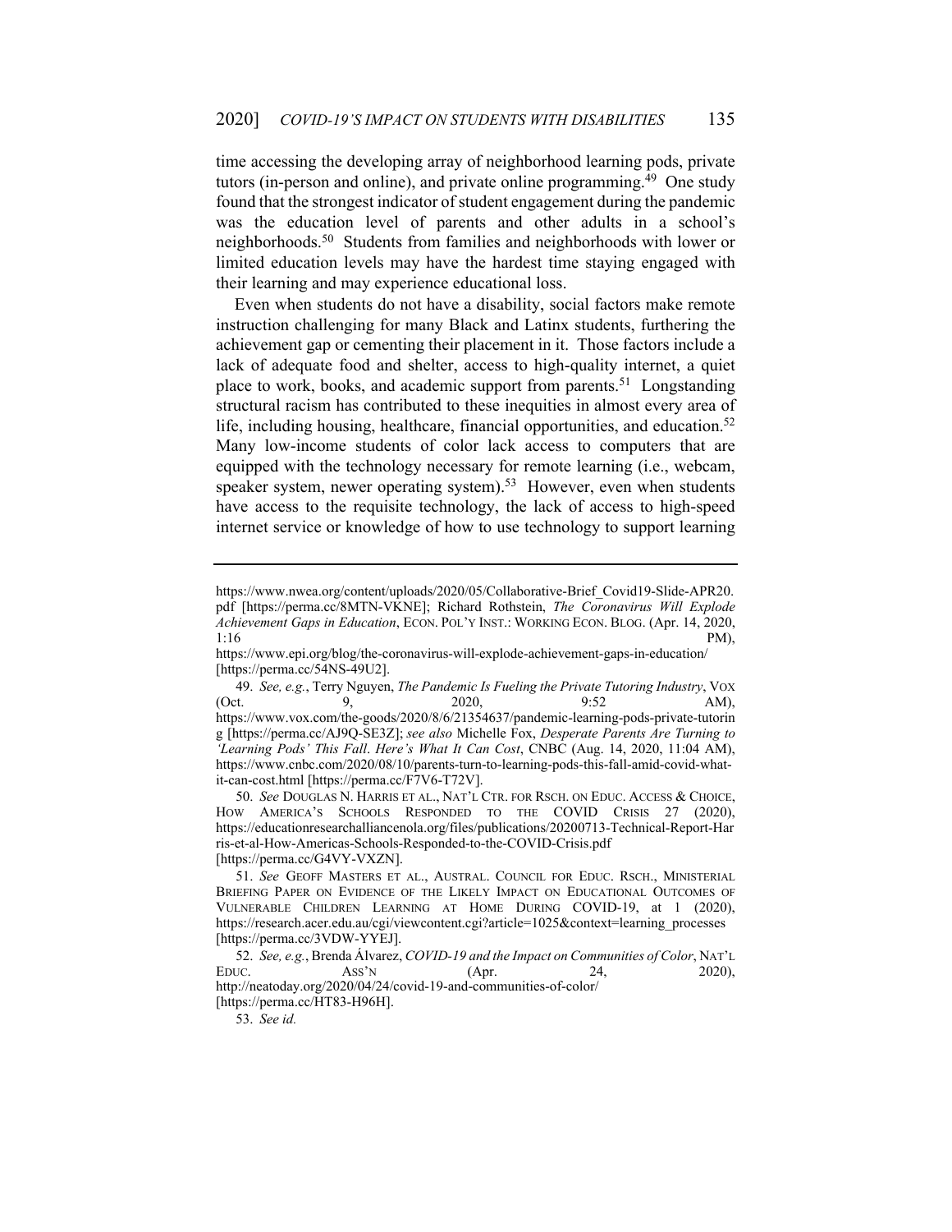time accessing the developing array of neighborhood learning pods, private tutors (in-person and online), and private online programming.[49] One study found that the strongest indicator of student engagement during the pandemic was the education level of parents and other adults in a school's neighborhoods.[50] Students from families and neighborhoods with lower or limited education levels may have the hardest time staying engaged with their learning and may experience educational loss.

Even when students do not have a disability, social factors make remote instruction challenging for many Black and Latinx students, furthering the achievement gap or cementing their placement in it. Those factors include a lack of adequate food and shelter, access to high-quality internet, a quiet place to work, books, and academic support from parents.[51] Longstanding structural racism has contributed to these inequities in almost every area of life, including housing, healthcare, financial opportunities, and education.[52] Many low-income students of color lack access to computers that are equipped with the technology necessary for remote learning (i.e., webcam, speaker system, newer operating system).[53] However, even when students have access to the requisite technology, the lack of access to high-speed internet service or knowledge of how to use technology to support learning

---

https://www.nwea.org/content/uploads/2020/05/Collaborative-Brief_Covid19-Slide-APR20.pdf [https://perma.cc/8MTN-VKNE]; Richard Rothstein, *The Coronavirus Will Explode Achievement Gaps in Education*, ECON. POL'Y INST.: WORKING ECON. BLOG. (Apr. 14, 2020, 1:16 PM), https://www.epi.org/blog/the-coronavirus-will-explode-achievement-gaps-in-education/ [https://perma.cc/54NS-49U2].

49. *See, e.g.*, Terry Nguyen, *The Pandemic Is Fueling the Private Tutoring Industry*, VOX (Oct. 9, 2020, 9:52 AM), https://www.vox.com/the-goods/2020/8/6/21354637/pandemic-learning-pods-private-tutoring [https://perma.cc/AJ9Q-SE3Z]; *see also* Michelle Fox, *Desperate Parents Are Turning to 'Learning Pods' This Fall. Here's What It Can Cost*, CNBC (Aug. 14, 2020, 11:04 AM), https://www.cnbc.com/2020/08/10/parents-turn-to-learning-pods-this-fall-amid-covid-what-it-can-cost.html [https://perma.cc/F7V6-T72V].

50. *See* DOUGLAS N. HARRIS ET AL., NAT'L CTR. FOR RSCH. ON EDUC. ACCESS & CHOICE, HOW AMERICA'S SCHOOLS RESPONDED TO THE COVID CRISIS 27 (2020), https://educationresearchalliancenola.org/files/publications/20200713-Technical-Report-Harris-et-al-How-Americas-Schools-Responded-to-the-COVID-Crisis.pdf [https://perma.cc/G4VY-VXZN].

51. *See* GEOFF MASTERS ET AL., AUSTRAL. COUNCIL FOR EDUC. RSCH., MINISTERIAL BRIEFING PAPER ON EVIDENCE OF THE LIKELY IMPACT ON EDUCATIONAL OUTCOMES OF VULNERABLE CHILDREN LEARNING AT HOME DURING COVID-19, at 1 (2020), https://research.acer.edu.au/cgi/viewcontent.cgi?article=1025&context=learning_processes [https://perma.cc/3VDW-YYEJ].

52. *See, e.g.*, Brenda Álvarez, *COVID-19 and the Impact on Communities of Color*, NAT'L EDUC. ASS'N (Apr. 24, 2020), http://neatoday.org/2020/04/24/covid-19-and-communities-of-color/ [https://perma.cc/HT83-H96H].

53. *See id.*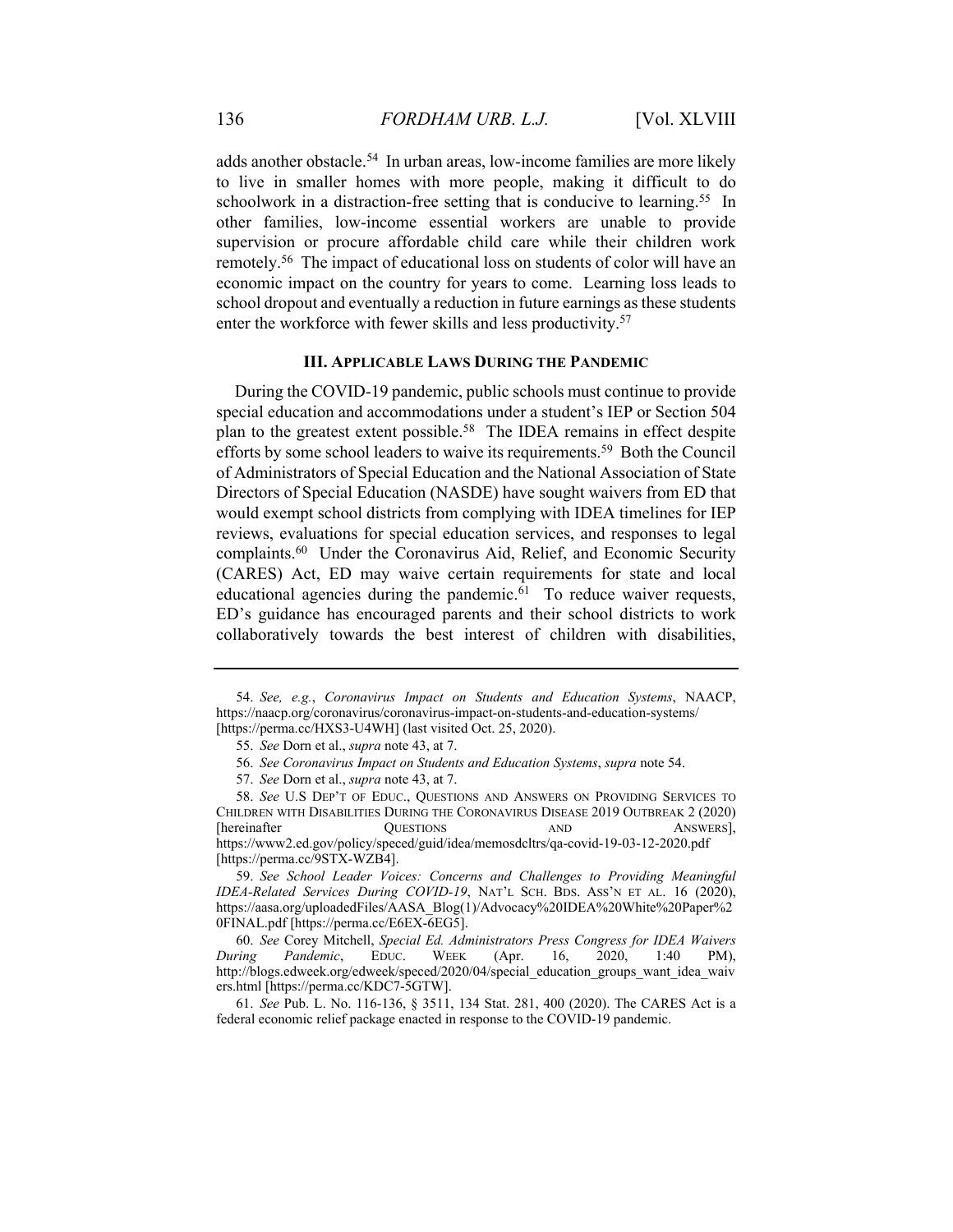adds another obstacle.[54] In urban areas, low-income families are more likely to live in smaller homes with more people, making it difficult to do schoolwork in a distraction-free setting that is conducive to learning.[55] In other families, low-income essential workers are unable to provide supervision or procure affordable child care while their children work remotely.[56] The impact of educational loss on students of color will have an economic impact on the country for years to come. Learning loss leads to school dropout and eventually a reduction in future earnings as these students enter the workforce with fewer skills and less productivity.[57]

## III. APPLICABLE LAWS DURING THE PANDEMIC

During the COVID-19 pandemic, public schools must continue to provide special education and accommodations under a student's IEP or Section 504 plan to the greatest extent possible.[58] The IDEA remains in effect despite efforts by some school leaders to waive its requirements.[59] Both the Council of Administrators of Special Education and the National Association of State Directors of Special Education (NASDE) have sought waivers from ED that would exempt school districts from complying with IDEA timelines for IEP reviews, evaluations for special education services, and responses to legal complaints.[60] Under the Coronavirus Aid, Relief, and Economic Security (CARES) Act, ED may waive certain requirements for state and local educational agencies during the pandemic.[61] To reduce waiver requests, ED's guidance has encouraged parents and their school districts to work collaboratively towards the best interest of children with disabilities,

---

54. *See, e.g.*, *Coronavirus Impact on Students and Education Systems*, NAACP, https://naacp.org/coronavirus/coronavirus-impact-on-students-and-education-systems/ [https://perma.cc/HXS3-U4WH] (last visited Oct. 25, 2020).

55. *See* Dorn et al., *supra* note 43, at 7.

56. *See Coronavirus Impact on Students and Education Systems*, *supra* note 54.

57. *See* Dorn et al., *supra* note 43, at 7.

58. *See* U.S DEP'T OF EDUC., QUESTIONS AND ANSWERS ON PROVIDING SERVICES TO CHILDREN WITH DISABILITIES DURING THE CORONAVIRUS DISEASE 2019 OUTBREAK 2 (2020) [hereinafter QUESTIONS AND ANSWERS], https://www2.ed.gov/policy/speced/guid/idea/memosdcltrs/qa-covid-19-03-12-2020.pdf [https://perma.cc/9STX-WZB4].

59. *See School Leader Voices: Concerns and Challenges to Providing Meaningful IDEA-Related Services During COVID-19*, NAT'L SCH. BDS. ASS'N ET AL. 16 (2020), https://aasa.org/uploadedFiles/AASA_Blog(1)/Advocacy%20IDEA%20White%20Paper%20FINAL.pdf [https://perma.cc/E6EX-6EG5].

60. *See* Corey Mitchell, *Special Ed. Administrators Press Congress for IDEA Waivers During Pandemic*, EDUC. WEEK (Apr. 16, 2020, 1:40 PM), http://blogs.edweek.org/edweek/speced/2020/04/special_education_groups_want_idea_waivers.html [https://perma.cc/KDC7-5GTW].

61. *See* Pub. L. No. 116-136, § 3511, 134 Stat. 281, 400 (2020). The CARES Act is a federal economic relief package enacted in response to the COVID-19 pandemic.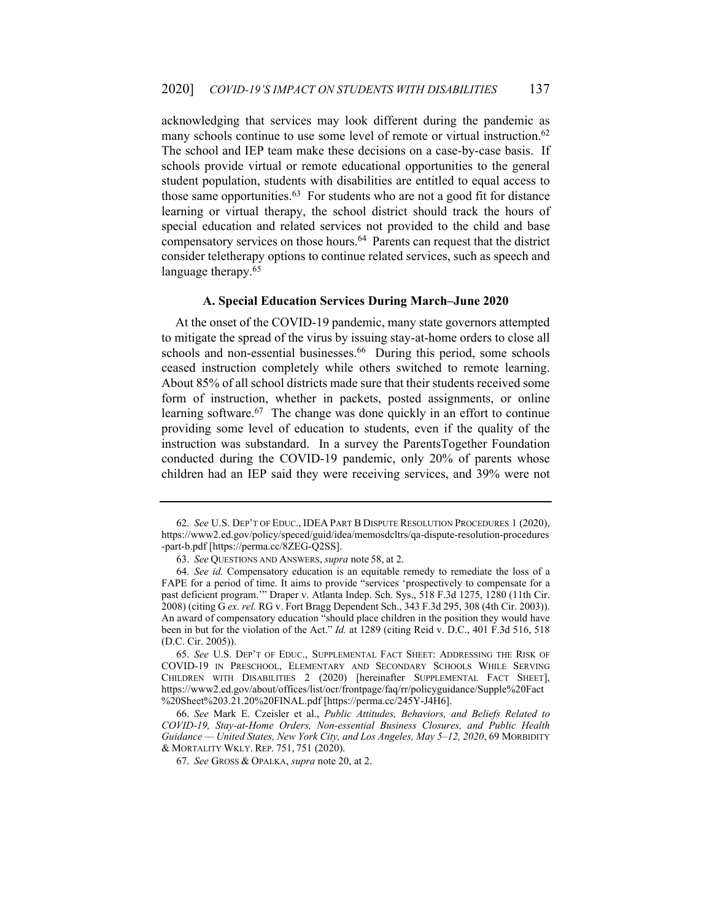acknowledging that services may look different during the pandemic as many schools continue to use some level of remote or virtual instruction.[62] The school and IEP team make these decisions on a case-by-case basis. If schools provide virtual or remote educational opportunities to the general student population, students with disabilities are entitled to equal access to those same opportunities.[63] For students who are not a good fit for distance learning or virtual therapy, the school district should track the hours of special education and related services not provided to the child and base compensatory services on those hours.[64] Parents can request that the district consider teletherapy options to continue related services, such as speech and language therapy.[65]

### A. Special Education Services During March–June 2020

At the onset of the COVID-19 pandemic, many state governors attempted to mitigate the spread of the virus by issuing stay-at-home orders to close all schools and non-essential businesses.[66] During this period, some schools ceased instruction completely while others switched to remote learning. About 85% of all school districts made sure that their students received some form of instruction, whether in packets, posted assignments, or online learning software.[67] The change was done quickly in an effort to continue providing some level of education to students, even if the quality of the instruction was substandard. In a survey the ParentsTogether Foundation conducted during the COVID-19 pandemic, only 20% of parents whose children had an IEP said they were receiving services, and 39% were not

---

62. *See* U.S. DEP'T OF EDUC., IDEA PART B DISPUTE RESOLUTION PROCEDURES 1 (2020), https://www2.ed.gov/policy/speced/guid/idea/memosdcltrs/qa-dispute-resolution-procedures-part-b.pdf [https://perma.cc/8ZEG-Q2SS].

63. *See* QUESTIONS AND ANSWERS, *supra* note 58, at 2.

64. *See id.* Compensatory education is an equitable remedy to remediate the loss of a FAPE for a period of time. It aims to provide "services 'prospectively to compensate for a past deficient program.'" Draper v. Atlanta Indep. Sch. Sys., 518 F.3d 1275, 1280 (11th Cir. 2008) (citing G *ex. rel.* RG v. Fort Bragg Dependent Sch., 343 F.3d 295, 308 (4th Cir. 2003)). An award of compensatory education "should place children in the position they would have been in but for the violation of the Act." *Id.* at 1289 (citing Reid v. D.C., 401 F.3d 516, 518 (D.C. Cir. 2005)).

65. *See* U.S. DEP'T OF EDUC., SUPPLEMENTAL FACT SHEET: ADDRESSING THE RISK OF COVID-19 IN PRESCHOOL, ELEMENTARY AND SECONDARY SCHOOLS WHILE SERVING CHILDREN WITH DISABILITIES 2 (2020) [hereinafter SUPPLEMENTAL FACT SHEET], https://www2.ed.gov/about/offices/list/ocr/frontpage/faq/rr/policyguidance/Supple%20Fact%20Sheet%203.21.20%20FINAL.pdf [https://perma.cc/245Y-J4H6].

66. *See* Mark E. Czeisler et al., *Public Attitudes, Behaviors, and Beliefs Related to COVID-19, Stay-at-Home Orders, Non-essential Business Closures, and Public Health Guidance — United States, New York City, and Los Angeles, May 5–12, 2020*, 69 MORBIDITY & MORTALITY WKLY. REP. 751, 751 (2020).

67. *See* GROSS & OPALKA, *supra* note 20, at 2.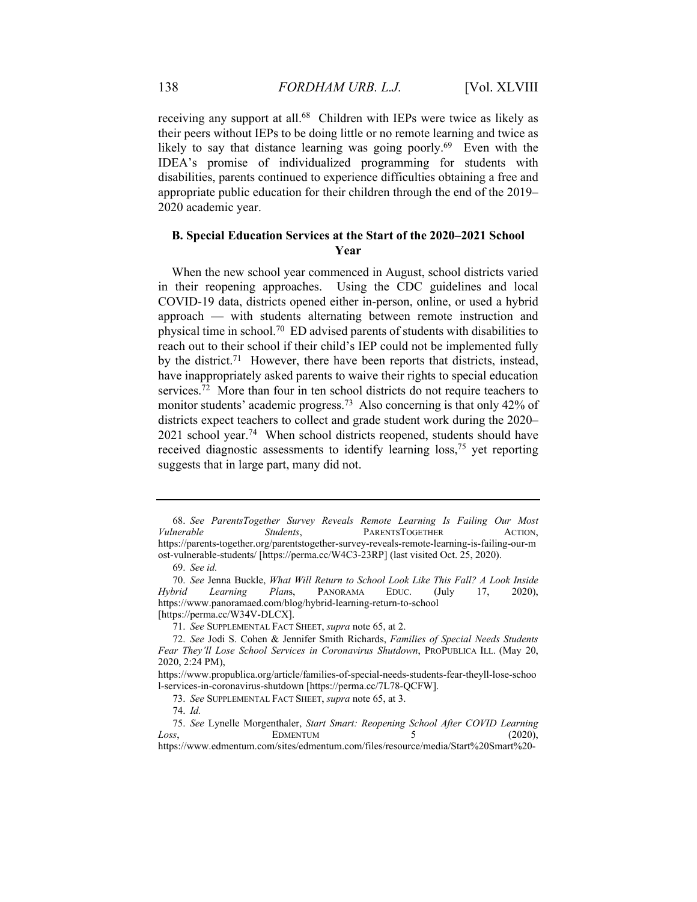receiving any support at all.[68] Children with IEPs were twice as likely as their peers without IEPs to be doing little or no remote learning and twice as likely to say that distance learning was going poorly.[69] Even with the IDEA's promise of individualized programming for students with disabilities, parents continued to experience difficulties obtaining a free and appropriate public education for their children through the end of the 2019–2020 academic year.

### B. Special Education Services at the Start of the 2020–2021 School Year

When the new school year commenced in August, school districts varied in their reopening approaches. Using the CDC guidelines and local COVID-19 data, districts opened either in-person, online, or used a hybrid approach — with students alternating between remote instruction and physical time in school.[70] ED advised parents of students with disabilities to reach out to their school if their child's IEP could not be implemented fully by the district.[71] However, there have been reports that districts, instead, have inappropriately asked parents to waive their rights to special education services.[72] More than four in ten school districts do not require teachers to monitor students' academic progress.[73] Also concerning is that only 42% of districts expect teachers to collect and grade student work during the 2020–2021 school year.[74] When school districts reopened, students should have received diagnostic assessments to identify learning loss,[75] yet reporting suggests that in large part, many did not.

---

68. *See ParentsTogether Survey Reveals Remote Learning Is Failing Our Most Vulnerable Students*, PARENTSTOGETHER ACTION, https://parents-together.org/parentstogether-survey-reveals-remote-learning-is-failing-our-most-vulnerable-students/ [https://perma.cc/W4C3-23RP] (last visited Oct. 25, 2020).

69. *See id.*

70. *See* Jenna Buckle, *What Will Return to School Look Like This Fall? A Look Inside Hybrid Learning Plans*, PANORAMA EDUC. (July 17, 2020), https://www.panoramaed.com/blog/hybrid-learning-return-to-school [https://perma.cc/W34V-DLCX].

71. *See* SUPPLEMENTAL FACT SHEET, *supra* note 65, at 2.

72. *See* Jodi S. Cohen & Jennifer Smith Richards, *Families of Special Needs Students Fear They'll Lose School Services in Coronavirus Shutdown*, PROPUBLICA ILL. (May 20, 2020, 2:24 PM), https://www.propublica.org/article/families-of-special-needs-students-fear-theyll-lose-school-services-in-coronavirus-shutdown [https://perma.cc/7L78-QCFW].

73. *See* SUPPLEMENTAL FACT SHEET, *supra* note 65, at 3.

74. *Id.*

75. *See* Lynelle Morgenthaler, *Start Smart: Reopening School After COVID Learning Loss*, EDMENTUM 5 (2020), https://www.edmentum.com/sites/edmentum.com/files/resource/media/Start%20Smart%20-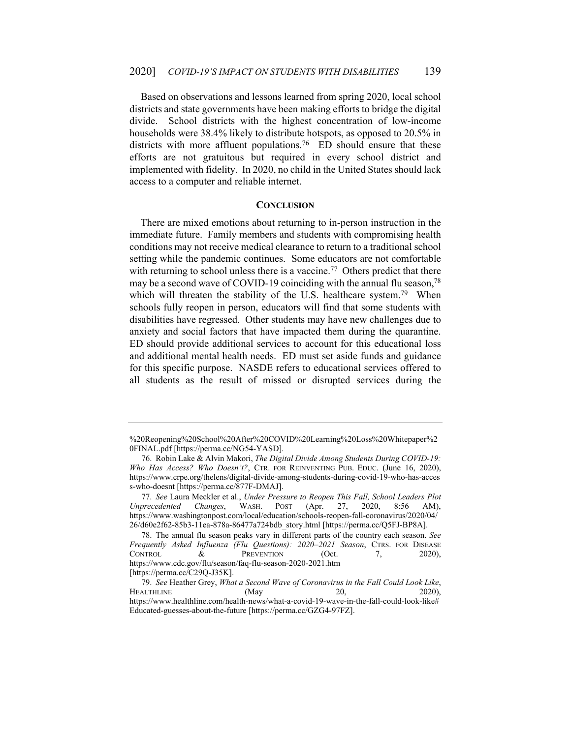Based on observations and lessons learned from spring 2020, local school districts and state governments have been making efforts to bridge the digital divide. School districts with the highest concentration of low-income households were 38.4% likely to distribute hotspots, as opposed to 20.5% in districts with more affluent populations.[76] ED should ensure that these efforts are not gratuitous but required in every school district and implemented with fidelity. In 2020, no child in the United States should lack access to a computer and reliable internet.

## CONCLUSION

There are mixed emotions about returning to in-person instruction in the immediate future. Family members and students with compromising health conditions may not receive medical clearance to return to a traditional school setting while the pandemic continues. Some educators are not comfortable with returning to school unless there is a vaccine.[77] Others predict that there may be a second wave of COVID-19 coinciding with the annual flu season,[78] which will threaten the stability of the U.S. healthcare system.[79] When schools fully reopen in person, educators will find that some students with disabilities have regressed. Other students may have new challenges due to anxiety and social factors that have impacted them during the quarantine. ED should provide additional services to account for this educational loss and additional mental health needs. ED must set aside funds and guidance for this specific purpose. NASDE refers to educational services offered to all students as the result of missed or disrupted services during the

---

%20Reopening%20School%20After%20COVID%20Learning%20Loss%20Whitepaper%20FINAL.pdf [https://perma.cc/NG54-YASD].

76. Robin Lake & Alvin Makori, *The Digital Divide Among Students During COVID-19: Who Has Access? Who Doesn't?*, CTR. FOR REINVENTING PUB. EDUC. (June 16, 2020), https://www.crpe.org/thelens/digital-divide-among-students-during-covid-19-who-has-access-who-doesnt [https://perma.cc/877F-DMAJ].

77. *See* Laura Meckler et al., *Under Pressure to Reopen This Fall, School Leaders Plot Unprecedented Changes*, WASH. POST (Apr. 27, 2020, 8:56 AM), https://www.washingtonpost.com/local/education/schools-reopen-fall-coronavirus/2020/04/26/d60e2f62-85b3-11ea-878a-86477a724bdb_story.html [https://perma.cc/Q5FJ-BP8A].

78. The annual flu season peaks vary in different parts of the country each season. *See Frequently Asked Influenza (Flu Questions): 2020–2021 Season*, CTRS. FOR DISEASE CONTROL & PREVENTION (Oct. 7, 2020), https://www.cdc.gov/flu/season/faq-flu-season-2020-2021.htm [https://perma.cc/C29Q-J35K].

79. *See* Heather Grey, *What a Second Wave of Coronavirus in the Fall Could Look Like*, HEALTHLINE (May 20, 2020), https://www.healthline.com/health-news/what-a-covid-19-wave-in-the-fall-could-look-like#Educated-guesses-about-the-future [https://perma.cc/GZG4-97FZ].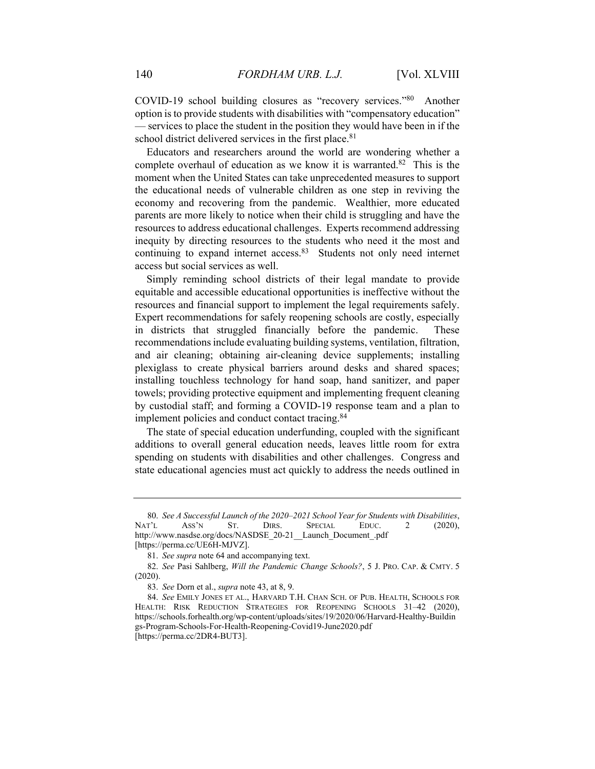COVID-19 school building closures as "recovery services."[80] Another option is to provide students with disabilities with "compensatory education" — services to place the student in the position they would have been in if the school district delivered services in the first place.[81]

Educators and researchers around the world are wondering whether a complete overhaul of education as we know it is warranted.[82] This is the moment when the United States can take unprecedented measures to support the educational needs of vulnerable children as one step in reviving the economy and recovering from the pandemic. Wealthier, more educated parents are more likely to notice when their child is struggling and have the resources to address educational challenges. Experts recommend addressing inequity by directing resources to the students who need it the most and continuing to expand internet access.[83] Students not only need internet access but social services as well.

Simply reminding school districts of their legal mandate to provide equitable and accessible educational opportunities is ineffective without the resources and financial support to implement the legal requirements safely. Expert recommendations for safely reopening schools are costly, especially in districts that struggled financially before the pandemic. These recommendations include evaluating building systems, ventilation, filtration, and air cleaning; obtaining air-cleaning device supplements; installing plexiglass to create physical barriers around desks and shared spaces; installing touchless technology for hand soap, hand sanitizer, and paper towels; providing protective equipment and implementing frequent cleaning by custodial staff; and forming a COVID-19 response team and a plan to implement policies and conduct contact tracing.[84]

The state of special education underfunding, coupled with the significant additions to overall general education needs, leaves little room for extra spending on students with disabilities and other challenges. Congress and state educational agencies must act quickly to address the needs outlined in

---

80. *See A Successful Launch of the 2020–2021 School Year for Students with Disabilities*, NAT'L ASS'N ST. DIRS. SPECIAL EDUC. 2 (2020), http://www.nasdse.org/docs/NASDSE_20-21__Launch_Document_.pdf [https://perma.cc/UE6H-MJVZ].

81. *See supra* note 64 and accompanying text.

82. *See* Pasi Sahlberg, *Will the Pandemic Change Schools?*, 5 J. PRO. CAP. & CMTY. 5 (2020).

83. *See* Dorn et al., *supra* note 43, at 8, 9.

84. *See* EMILY JONES ET AL., HARVARD T.H. CHAN SCH. OF PUB. HEALTH, SCHOOLS FOR HEALTH: RISK REDUCTION STRATEGIES FOR REOPENING SCHOOLS 31–42 (2020), https://schools.forhealth.org/wp-content/uploads/sites/19/2020/06/Harvard-Healthy-Buildings-Program-Schools-For-Health-Reopening-Covid19-June2020.pdf [https://perma.cc/2DR4-BUT3].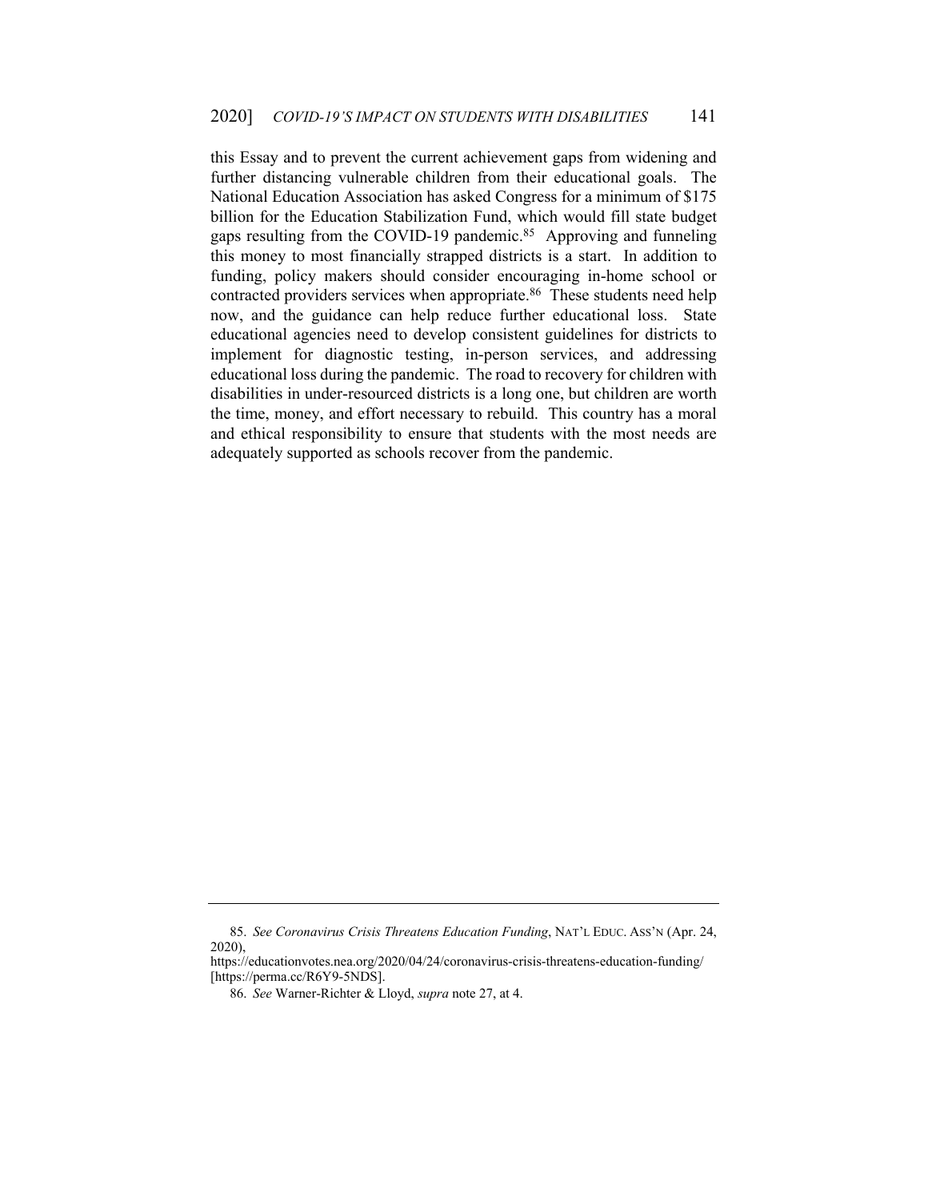this Essay and to prevent the current achievement gaps from widening and further distancing vulnerable children from their educational goals. The National Education Association has asked Congress for a minimum of $175 billion for the Education Stabilization Fund, which would fill state budget gaps resulting from the COVID-19 pandemic.[85] Approving and funneling this money to most financially strapped districts is a start. In addition to funding, policy makers should consider encouraging in-home school or contracted providers services when appropriate.[86] These students need help now, and the guidance can help reduce further educational loss. State educational agencies need to develop consistent guidelines for districts to implement for diagnostic testing, in-person services, and addressing educational loss during the pandemic. The road to recovery for children with disabilities in under-resourced districts is a long one, but children are worth the time, money, and effort necessary to rebuild. This country has a moral and ethical responsibility to ensure that students with the most needs are adequately supported as schools recover from the pandemic.

---

85. *See Coronavirus Crisis Threatens Education Funding*, NAT'L EDUC. ASS'N (Apr. 24, 2020), https://educationvotes.nea.org/2020/04/24/coronavirus-crisis-threatens-education-funding/ [https://perma.cc/R6Y9-5NDS].

86. *See* Warner-Richter & Lloyd, *supra* note 27, at 4.